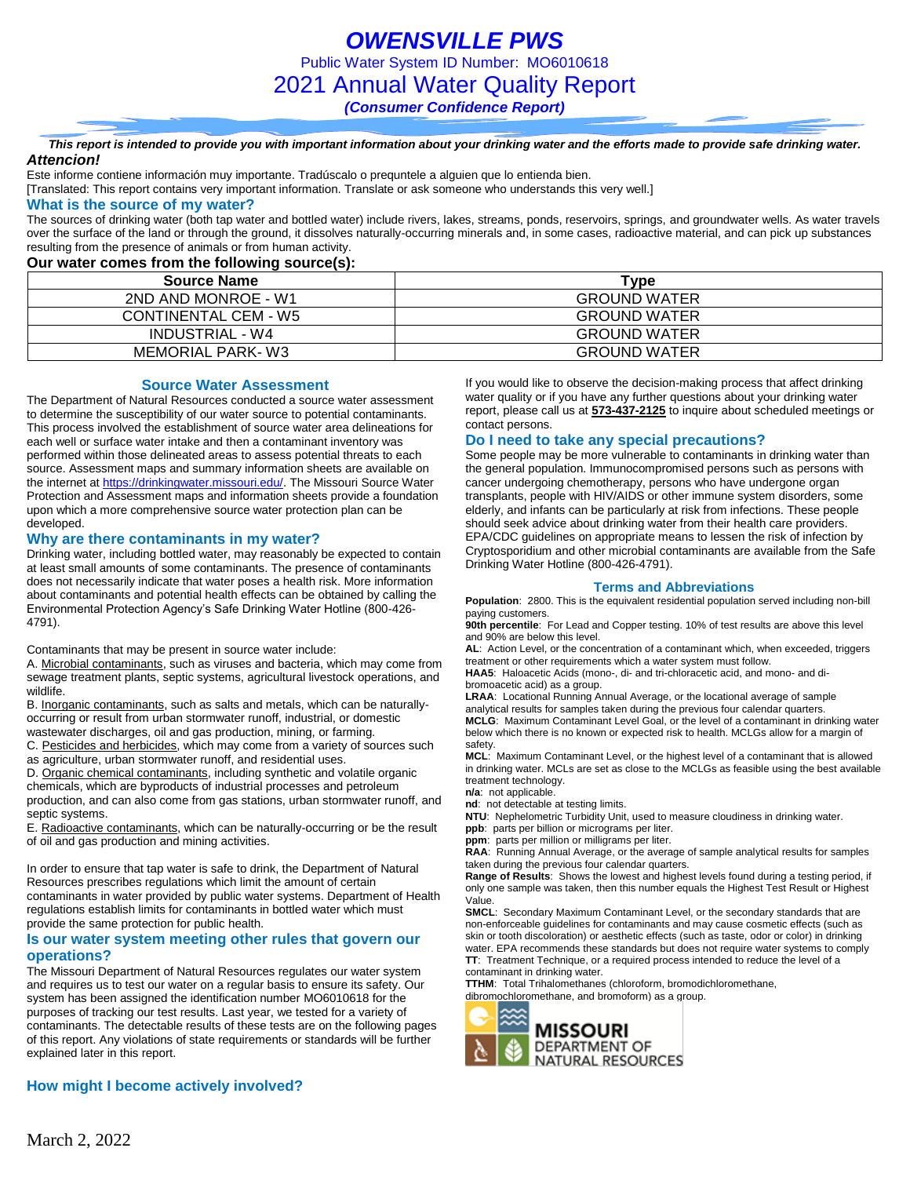# *OWENSVILLE PWS*

Public Water System ID Number: MO6010618

2021 Annual Water Quality Report

***(Consumer Confidence Report)***

***This report is intended to provide you with important information about your drinking water and the efforts made to provide safe drinking water.***

***Attencion!***

Este informe contiene información muy importante. Tradúscalo o prequntele a alguien que lo entienda bien.
[Translated: This report contains very important information. Translate or ask someone who understands this very well.]

### What is the source of my water?

The sources of drinking water (both tap water and bottled water) include rivers, lakes, streams, ponds, reservoirs, springs, and groundwater wells. As water travels over the surface of the land or through the ground, it dissolves naturally-occurring minerals and, in some cases, radioactive material, and can pick up substances resulting from the presence of animals or from human activity.

**Our water comes from the following source(s):**

| Source Name | Type |
|---|---|
| 2ND AND MONROE - W1 | GROUND WATER |
| CONTINENTAL CEM - W5 | GROUND WATER |
| INDUSTRIAL - W4 | GROUND WATER |
| MEMORIAL PARK- W3 | GROUND WATER |

### Source Water Assessment

The Department of Natural Resources conducted a source water assessment to determine the susceptibility of our water source to potential contaminants. This process involved the establishment of source water area delineations for each well or surface water intake and then a contaminant inventory was performed within those delineated areas to assess potential threats to each source. Assessment maps and summary information sheets are available on the internet at https://drinkingwater.missouri.edu/. The Missouri Source Water Protection and Assessment maps and information sheets provide a foundation upon which a more comprehensive source water protection plan can be developed.

### Why are there contaminants in my water?

Drinking water, including bottled water, may reasonably be expected to contain at least small amounts of some contaminants. The presence of contaminants does not necessarily indicate that water poses a health risk. More information about contaminants and potential health effects can be obtained by calling the Environmental Protection Agency's Safe Drinking Water Hotline (800-426-4791).

Contaminants that may be present in source water include:

A. Microbial contaminants, such as viruses and bacteria, which may come from sewage treatment plants, septic systems, agricultural livestock operations, and wildlife.
B. Inorganic contaminants, such as salts and metals, which can be naturally-occurring or result from urban stormwater runoff, industrial, or domestic wastewater discharges, oil and gas production, mining, or farming.
C. Pesticides and herbicides, which may come from a variety of sources such as agriculture, urban stormwater runoff, and residential uses.
D. Organic chemical contaminants, including synthetic and volatile organic chemicals, which are byproducts of industrial processes and petroleum production, and can also come from gas stations, urban stormwater runoff, and septic systems.
E. Radioactive contaminants, which can be naturally-occurring or be the result of oil and gas production and mining activities.

In order to ensure that tap water is safe to drink, the Department of Natural Resources prescribes regulations which limit the amount of certain contaminants in water provided by public water systems. Department of Health regulations establish limits for contaminants in bottled water which must provide the same protection for public health.

### Is our water system meeting other rules that govern our operations?

The Missouri Department of Natural Resources regulates our water system and requires us to test our water on a regular basis to ensure its safety. Our system has been assigned the identification number MO6010618 for the purposes of tracking our test results. Last year, we tested for a variety of contaminants. The detectable results of these tests are on the following pages of this report. Any violations of state requirements or standards will be further explained later in this report.

### How might I become actively involved?

If you would like to observe the decision-making process that affect drinking water quality or if you have any further questions about your drinking water report, please call us at **573-437-2125** to inquire about scheduled meetings or contact persons.

### Do I need to take any special precautions?

Some people may be more vulnerable to contaminants in drinking water than the general population. Immunocompromised persons such as persons with cancer undergoing chemotherapy, persons who have undergone organ transplants, people with HIV/AIDS or other immune system disorders, some elderly, and infants can be particularly at risk from infections. These people should seek advice about drinking water from their health care providers. EPA/CDC guidelines on appropriate means to lessen the risk of infection by Cryptosporidium and other microbial contaminants are available from the Safe Drinking Water Hotline (800-426-4791).

### Terms and Abbreviations

**Population**: 2800. This is the equivalent residential population served including non-bill paying customers.
**90th percentile**: For Lead and Copper testing. 10% of test results are above this level and 90% are below this level.
**AL**: Action Level, or the concentration of a contaminant which, when exceeded, triggers treatment or other requirements which a water system must follow.
**HAA5**: Haloacetic Acids (mono-, di- and tri-chloracetic acid, and mono- and di-bromoacetic acid) as a group.
**LRAA**: Locational Running Annual Average, or the locational average of sample analytical results for samples taken during the previous four calendar quarters.
**MCLG**: Maximum Contaminant Level Goal, or the level of a contaminant in drinking water below which there is no known or expected risk to health. MCLGs allow for a margin of safety.
**MCL**: Maximum Contaminant Level, or the highest level of a contaminant that is allowed in drinking water. MCLs are set as close to the MCLGs as feasible using the best available treatment technology.
**n/a**: not applicable.
**nd**: not detectable at testing limits.
**NTU**: Nephelometric Turbidity Unit, used to measure cloudiness in drinking water.
**ppb**: parts per billion or micrograms per liter.
**ppm**: parts per million or milligrams per liter.
**RAA**: Running Annual Average, or the average of sample analytical results for samples taken during the previous four calendar quarters.
**Range of Results**: Shows the lowest and highest levels found during a testing period, if only one sample was taken, then this number equals the Highest Test Result or Highest Value.
**SMCL**: Secondary Maximum Contaminant Level, or the secondary standards that are non-enforceable guidelines for contaminants and may cause cosmetic effects (such as skin or tooth discoloration) or aesthetic effects (such as taste, odor or color) in drinking water. EPA recommends these standards but does not require water systems to comply
**TT**: Treatment Technique, or a required process intended to reduce the level of a contaminant in drinking water.
**TTHM**: Total Trihalomethanes (chloroform, bromodichloromethane, dibromochloromethane, and bromoform) as a group.

MISSOURI DEPARTMENT OF NATURAL RESOURCES

March 2, 2022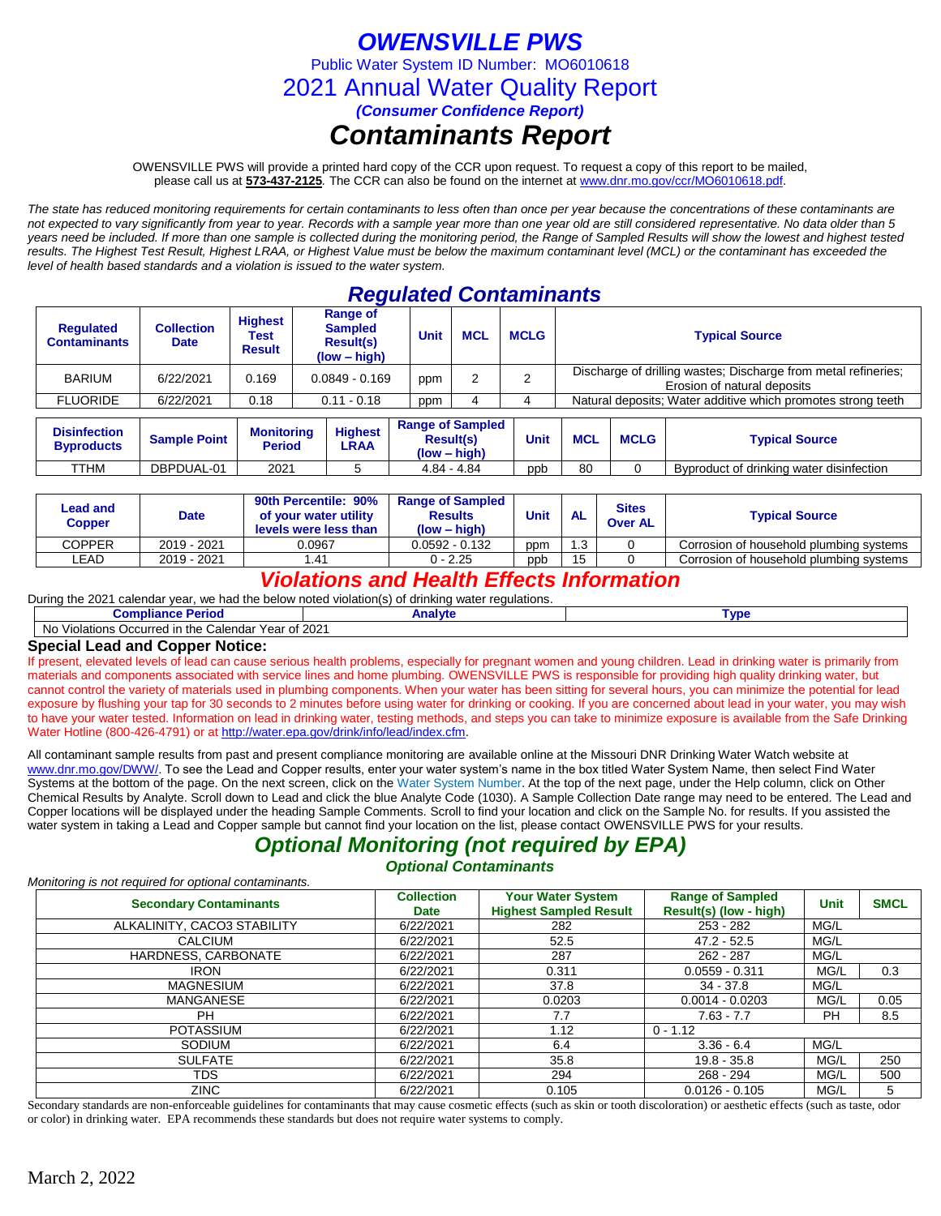# OWENSVILLE PWS

Public Water System ID Number: MO6010618

## 2021 Annual Water Quality Report

*(Consumer Confidence Report)*

# Contaminants Report

OWENSVILLE PWS will provide a printed hard copy of the CCR upon request. To request a copy of this report to be mailed, please call us at **573-437-2125**. The CCR can also be found on the internet at www.dnr.mo.gov/ccr/MO6010618.pdf.

*The state has reduced monitoring requirements for certain contaminants to less often than once per year because the concentrations of these contaminants are not expected to vary significantly from year to year. Records with a sample year more than one year old are still considered representative. No data older than 5 years need be included. If more than one sample is collected during the monitoring period, the Range of Sampled Results will show the lowest and highest tested results. The Highest Test Result, Highest LRAA, or Highest Value must be below the maximum contaminant level (MCL) or the contaminant has exceeded the level of health based standards and a violation is issued to the water system.*

## Regulated Contaminants

| Regulated Contaminants | Collection Date | Highest Test Result | Range of Sampled Result(s) (low – high) | Unit | MCL | MCLG | Typical Source |
|---|---|---|---|---|---|---|---|
| BARIUM | 6/22/2021 | 0.169 | 0.0849 - 0.169 | ppm | 2 | 2 | Discharge of drilling wastes; Discharge from metal refineries; Erosion of natural deposits |
| FLUORIDE | 6/22/2021 | 0.18 | 0.11 - 0.18 | ppm | 4 | 4 | Natural deposits; Water additive which promotes strong teeth |

| Disinfection Byproducts | Sample Point | Monitoring Period | Highest LRAA | Range of Sampled Result(s) (low – high) | Unit | MCL | MCLG | Typical Source |
|---|---|---|---|---|---|---|---|---|
| TTHM | DBPDUAL-01 | 2021 | 5 | 4.84 - 4.84 | ppb | 80 | 0 | Byproduct of drinking water disinfection |

| Lead and Copper | Date | 90th Percentile: 90% of your water utility levels were less than | Range of Sampled Results (low – high) | Unit | AL | Sites Over AL | Typical Source |
|---|---|---|---|---|---|---|---|
| COPPER | 2019 - 2021 | 0.0967 | 0.0592 - 0.132 | ppm | 1.3 | 0 | Corrosion of household plumbing systems |
| LEAD | 2019 - 2021 | 1.41 | 0 - 2.25 | ppb | 15 | 0 | Corrosion of household plumbing systems |

## Violations and Health Effects Information

During the 2021 calendar year, we had the below noted violation(s) of drinking water regulations.

| Compliance Period | Analyte | Type |
|---|---|---|
| No Violations Occurred in the Calendar Year of 2021 | | |

### Special Lead and Copper Notice:

If present, elevated levels of lead can cause serious health problems, especially for pregnant women and young children. Lead in drinking water is primarily from materials and components associated with service lines and home plumbing. OWENSVILLE PWS is responsible for providing high quality drinking water, but cannot control the variety of materials used in plumbing components. When your water has been sitting for several hours, you can minimize the potential for lead exposure by flushing your tap for 30 seconds to 2 minutes before using water for drinking or cooking. If you are concerned about lead in your water, you may wish to have your water tested. Information on lead in drinking water, testing methods, and steps you can take to minimize exposure is available from the Safe Drinking Water Hotline (800-426-4791) or at http://water.epa.gov/drink/info/lead/index.cfm.

All contaminant sample results from past and present compliance monitoring are available online at the Missouri DNR Drinking Water Watch website at www.dnr.mo.gov/DWW/. To see the Lead and Copper results, enter your water system's name in the box titled Water System Name, then select Find Water Systems at the bottom of the page. On the next screen, click on the Water System Number. At the top of the next page, under the Help column, click on Other Chemical Results by Analyte. Scroll down to Lead and click the blue Analyte Code (1030). A Sample Collection Date range may need to be entered. The Lead and Copper locations will be displayed under the heading Sample Comments. Scroll to find your location and click on the Sample No. for results. If you assisted the water system in taking a Lead and Copper sample but cannot find your location on the list, please contact OWENSVILLE PWS for your results.

## Optional Monitoring (not required by EPA)

### Optional Contaminants

*Monitoring is not required for optional contaminants.*

| Secondary Contaminants | Collection Date | Your Water System Highest Sampled Result | Range of Sampled Result(s) (low - high) | Unit | SMCL |
|---|---|---|---|---|---|
| ALKALINITY, CACO3 STABILITY | 6/22/2021 | 282 | 253 - 282 | MG/L | |
| CALCIUM | 6/22/2021 | 52.5 | 47.2 - 52.5 | MG/L | |
| HARDNESS, CARBONATE | 6/22/2021 | 287 | 262 - 287 | MG/L | |
| IRON | 6/22/2021 | 0.311 | 0.0559 - 0.311 | MG/L | 0.3 |
| MAGNESIUM | 6/22/2021 | 37.8 | 34 - 37.8 | MG/L | |
| MANGANESE | 6/22/2021 | 0.0203 | 0.0014 - 0.0203 | MG/L | 0.05 |
| PH | 6/22/2021 | 7.7 | 7.63 - 7.7 | PH | 8.5 |
| POTASSIUM | 6/22/2021 | 1.12 | 0 - 1.12 | | |
| SODIUM | 6/22/2021 | 6.4 | 3.36 - 6.4 | MG/L | |
| SULFATE | 6/22/2021 | 35.8 | 19.8 - 35.8 | MG/L | 250 |
| TDS | 6/22/2021 | 294 | 268 - 294 | MG/L | 500 |
| ZINC | 6/22/2021 | 0.105 | 0.0126 - 0.105 | MG/L | 5 |

Secondary standards are non-enforceable guidelines for contaminants that may cause cosmetic effects (such as skin or tooth discoloration) or aesthetic effects (such as taste, odor or color) in drinking water. EPA recommends these standards but does not require water systems to comply.

March 2, 2022